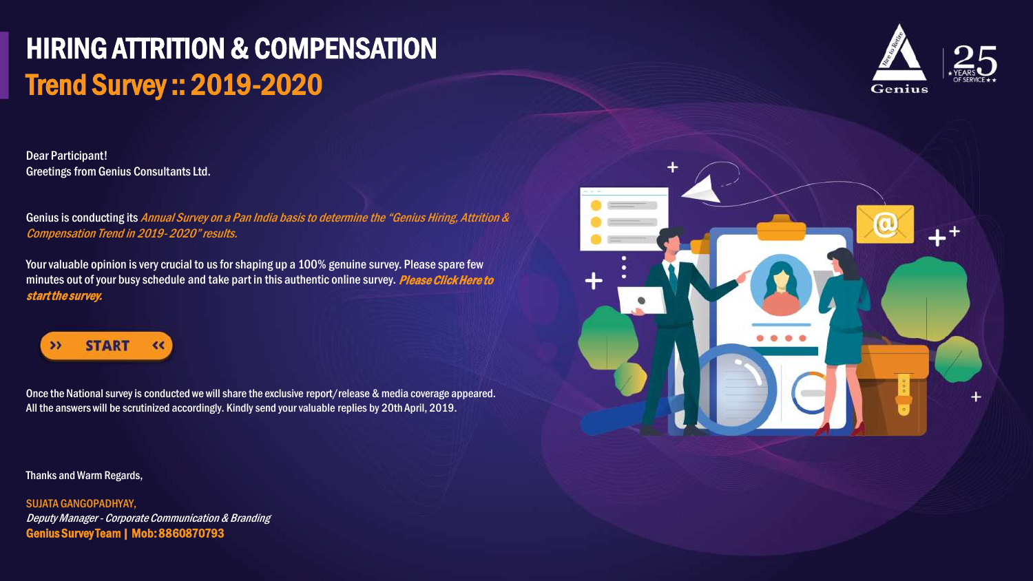# HIRING ATTRITION & COMPENSATION

## Trend Survey :: 2019-2020

Dear Participant!
Greetings from Genius Consultants Ltd.

Genius is conducting its *Annual Survey on a Pan India basis to determine the "Genius Hiring, Attrition & Compensation Trend in 2019- 2020" results.*

Your valuable opinion is very crucial to us for shaping up a 100% genuine survey. Please spare few minutes out of your busy schedule and take part in this authentic online survey. ***Please Click Here to start the survey.***

**>> START <<**

Once the National survey is conducted we will share the exclusive report/release & media coverage appeared. All the answers will be scrutinized accordingly. Kindly send your valuable replies by 20th April, 2019.

Thanks and Warm Regards,

SUJATA GANGOPADHYAY,
*Deputy Manager - Corporate Communication & Branding*
**Genius Survey Team | Mob: 8860870793**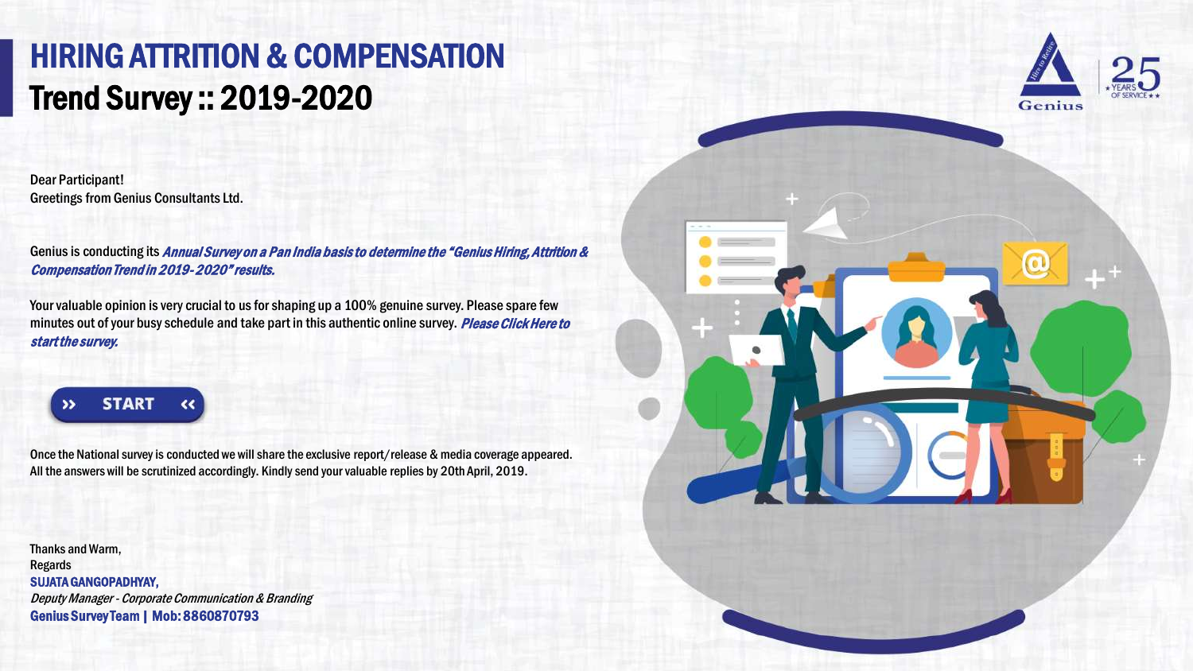# HIRING ATTRITION & COMPENSATION
## Trend Survey :: 2019-2020

Dear Participant!
Greetings from Genius Consultants Ltd.

Genius is conducting its *Annual Survey on a Pan India basis to determine the "Genius Hiring, Attrition & Compensation Trend in 2019-2020" results.*

Your valuable opinion is very crucial to us for shaping up a 100% genuine survey. Please spare few minutes out of your busy schedule and take part in this authentic online survey. *Please Click Here to start the survey.*

» START «

Once the National survey is conducted we will share the exclusive report/release & media coverage appeared.
All the answers will be scrutinized accordingly. Kindly send your valuable replies by 20th April, 2019.

Thanks and Warm,
Regards
**SUJATA GANGOPADHYAY,**
*Deputy Manager - Corporate Communication & Branding*
**Genius Survey Team | Mob: 8860870793**